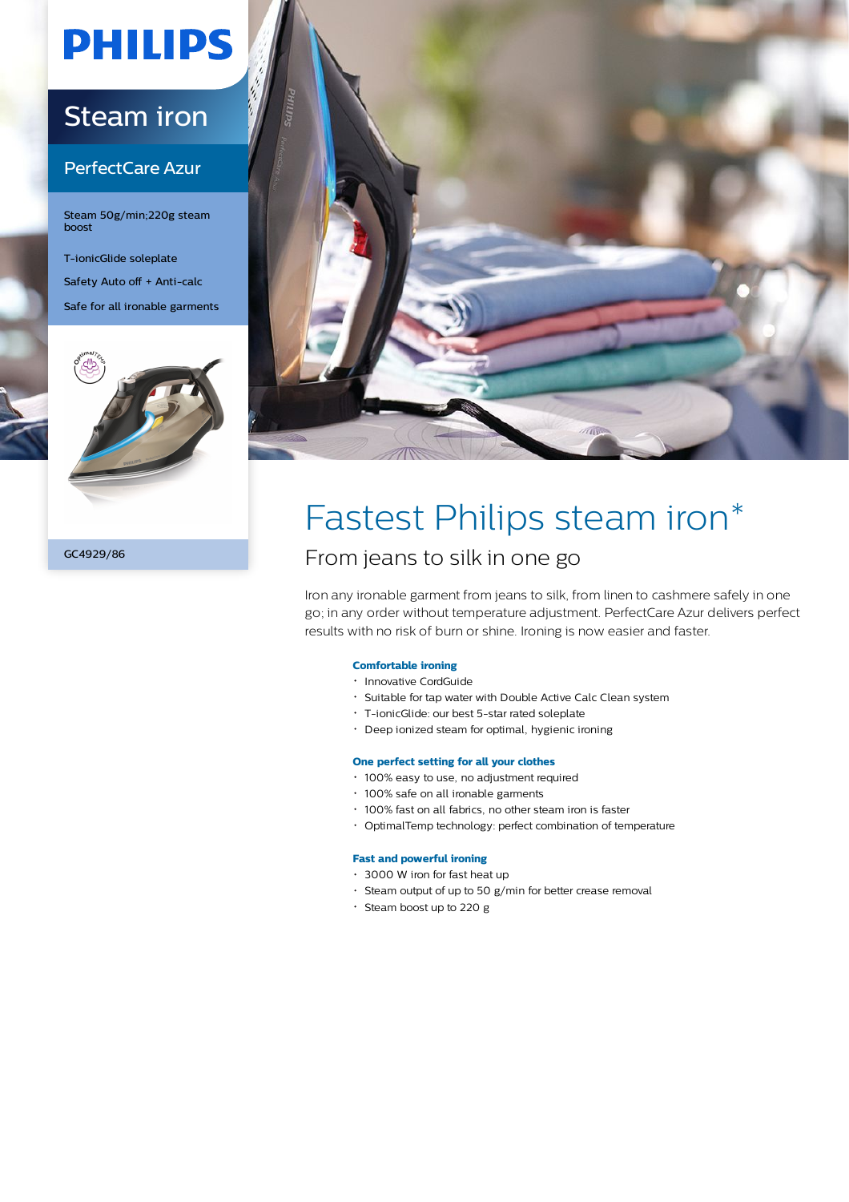PHILIPS

# Steam iron

## PerfectCare Azur

Steam 50g/min;220g steam boost

T-ionicGlide soleplate

Safety Auto off + Anti-calc

Safe for all ironable garments

GC4929/86

# Fastest Philips steam iron*

## From jeans to silk in one go

Iron any ironable garment from jeans to silk, from linen to cashmere safely in one go; in any order without temperature adjustment. PerfectCare Azur delivers perfect results with no risk of burn or shine. Ironing is now easier and faster.

**Comfortable ironing**

- Innovative CordGuide
- Suitable for tap water with Double Active Calc Clean system
- T-ionicGlide: our best 5-star rated soleplate
- Deep ionized steam for optimal, hygienic ironing

**One perfect setting for all your clothes**

- 100% easy to use, no adjustment required
- 100% safe on all ironable garments
- 100% fast on all fabrics, no other steam iron is faster
- OptimalTemp technology: perfect combination of temperature

**Fast and powerful ironing**

- 3000 W iron for fast heat up
- Steam output of up to 50 g/min for better crease removal
- Steam boost up to 220 g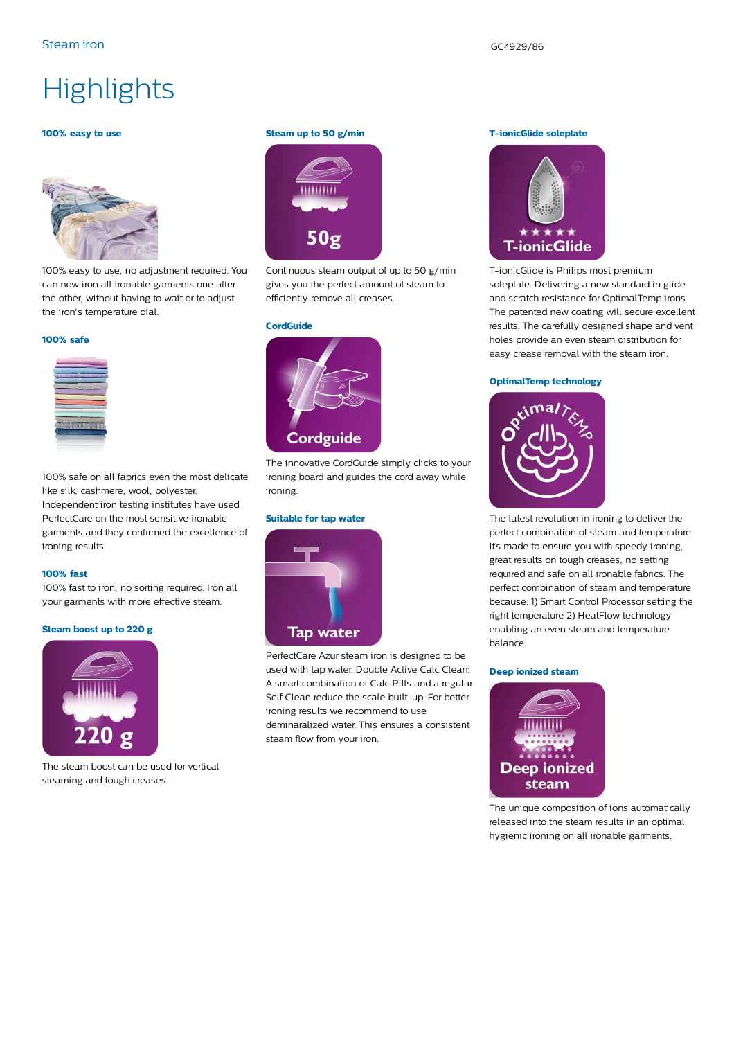# Highlights

### 100% easy to use

100% easy to use, no adjustment required. You can now iron all ironable garments one after the other, without having to wait or to adjust the iron's temperature dial.

### 100% safe

100% safe on all fabrics even the most delicate like silk, cashmere, wool, polyester. Independent iron testing institutes have used PerfectCare on the most sensitive ironable garments and they confirmed the excellence of ironing results.

### 100% fast

100% fast to iron, no sorting required. Iron all your garments with more effective steam.

### Steam boost up to 220 g

The steam boost can be used for vertical steaming and tough creases.

### Steam up to 50 g/min

Continuous steam output of up to 50 g/min gives you the perfect amount of steam to efficiently remove all creases.

### CordGuide

The innovative CordGuide simply clicks to your ironing board and guides the cord away while ironing.

### Suitable for tap water

PerfectCare Azur steam iron is designed to be used with tap water. Double Active Calc Clean: A smart combination of Calc Pills and a regular Self Clean reduce the scale built-up. For better ironing results we recommend to use demineralized water. This ensures a consistent steam flow from your iron.

### T-ionicGlide soleplate

T-ionicGlide is Philips most premium soleplate. Delivering a new standard in glide and scratch resistance for OptimalTemp irons. The patented new coating will secure excellent results. The carefully designed shape and vent holes provide an even steam distribution for easy crease removal with the steam iron.

### OptimalTemp technology

The latest revolution in ironing to deliver the perfect combination of steam and temperature. It's made to ensure you with speedy ironing, great results on tough creases, no setting required and safe on all ironable fabrics. The perfect combination of steam and temperature because: 1) Smart Control Processor setting the right temperature 2) HeatFlow technology enabling an even steam and temperature balance.

### Deep ionized steam

The unique composition of ions automatically released into the steam results in an optimal, hygienic ironing on all ironable garments.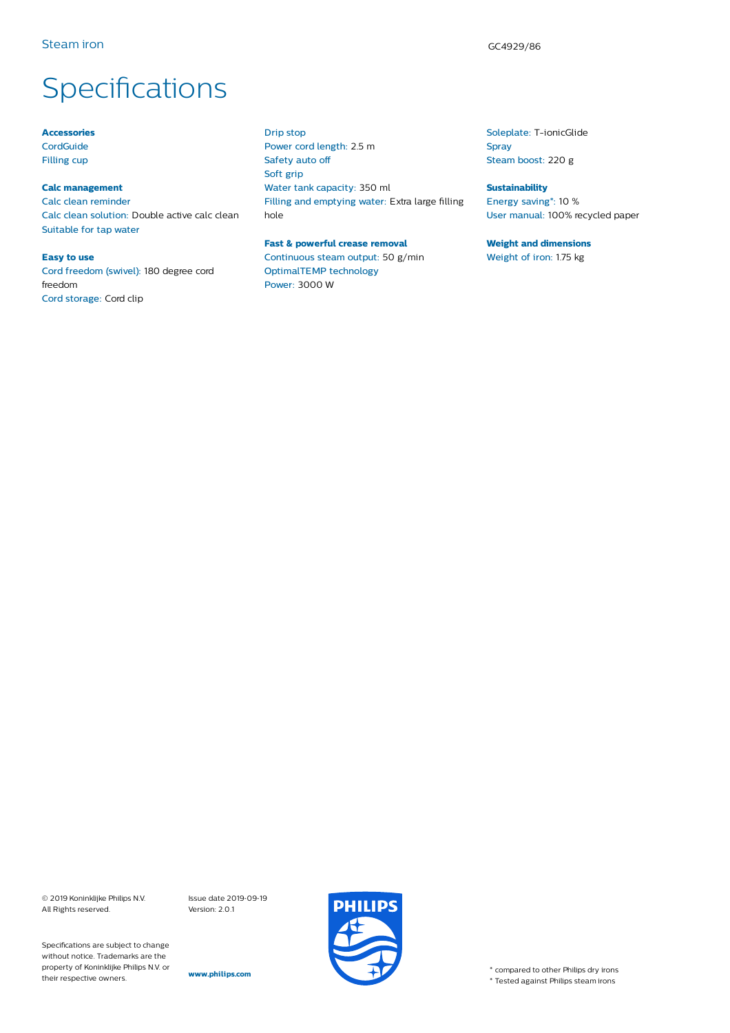Steam iron

GC4929/86

# Specifications

### Accessories

- CordGuide
- Filling cup

### Calc management

- Calc clean reminder
- Calc clean solution: Double active calc clean
- Suitable for tap water

### Easy to use

- Cord freedom (swivel): 180 degree cord freedom
- Cord storage: Cord clip
- Drip stop
- Power cord length: 2.5 m
- Safety auto off
- Soft grip
- Water tank capacity: 350 ml
- Filling and emptying water: Extra large filling hole

### Fast & powerful crease removal

- Continuous steam output: 50 g/min
- OptimalTEMP technology
- Power: 3000 W
- Soleplate: T-ionicGlide
- Spray
- Steam boost: 220 g

### Sustainability

- Energy saving*: 10 %
- User manual: 100% recycled paper

### Weight and dimensions

- Weight of iron: 1.75 kg

© 2019 Koninklijke Philips N.V.
All Rights reserved.

Issue date 2019-09-19
Version: 2.0.1

Specifications are subject to change without notice. Trademarks are the property of Koninklijke Philips N.V. or their respective owners.

www.philips.com

\* compared to other Philips dry irons
\* Tested against Philips steam irons